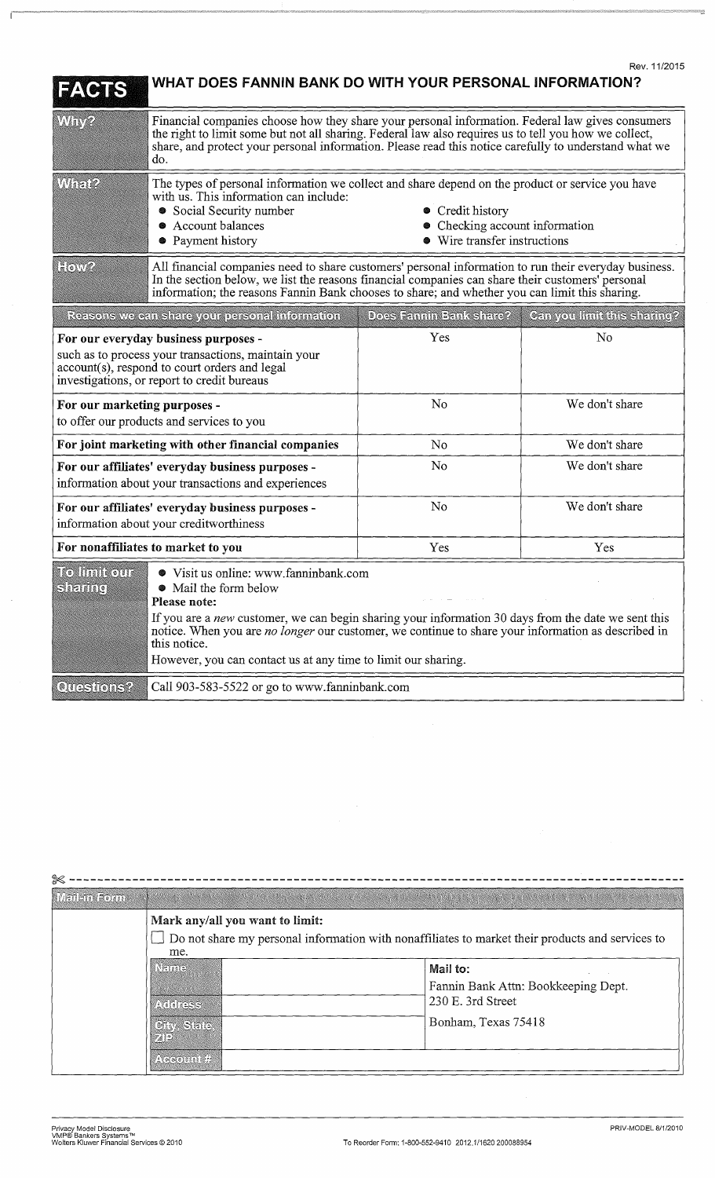Rev. 11/2015

# FACTS — WHAT DOES FANNIN BANK DO WITH YOUR PERSONAL INFORMATION?

**Why?** Financial companies choose how they share your personal information. Federal law gives consumers the right to limit some but not all sharing. Federal law also requires us to tell you how we collect, share, and protect your personal information. Please read this notice carefully to understand what we do.

**What?** The types of personal information we collect and share depend on the product or service you have with us. This information can include:

- Social Security number
- Account balances
- Payment history
- Credit history
- Checking account information
- Wire transfer instructions

**How?** All financial companies need to share customers' personal information to run their everyday business. In the section below, we list the reasons financial companies can share their customers' personal information; the reasons Fannin Bank chooses to share; and whether you can limit this sharing.

| Reasons we can share your personal information | Does Fannin Bank share? | Can you limit this sharing? |
|---|---|---|
| **For our everyday business purposes -** such as to process your transactions, maintain your account(s), respond to court orders and legal investigations, or report to credit bureaus | Yes | No |
| **For our marketing purposes -** to offer our products and services to you | No | We don't share |
| **For joint marketing with other financial companies** | No | We don't share |
| **For our affiliates' everyday business purposes -** information about your transactions and experiences | No | We don't share |
| **For our affiliates' everyday business purposes -** information about your creditworthiness | No | We don't share |
| **For nonaffiliates to market to you** | Yes | Yes |

**To limit our sharing**

- Visit us online: www.fanninbank.com
- Mail the form below

**Please note:**

If you are a *new* customer, we can begin sharing your information 30 days from the date we sent this notice. When you are *no longer* our customer, we continue to share your information as described in this notice.

However, you can contact us at any time to limit our sharing.

**Questions?** Call 903-583-5522 or go to www.fanninbank.com

---

**Mail-in Form**

**Mark any/all you want to limit:**

☐ Do not share my personal information with nonaffiliates to market their products and services to me.

| | | |
|---|---|---|
| Name | | **Mail to:** Fannin Bank Attn: Bookkeeping Dept. 230 E. 3rd Street Bonham, Texas 75418 |
| Address | | |
| City, State, ZIP | | |
| Account # | | |

Privacy Model Disclosure
VMP® Bankers Systems™
Wolters Kluwer Financial Services © 2010

To Reorder Form: 1-800-552-9410 2012.1/1620 200088954

PRIV-MODEL 8/1/2010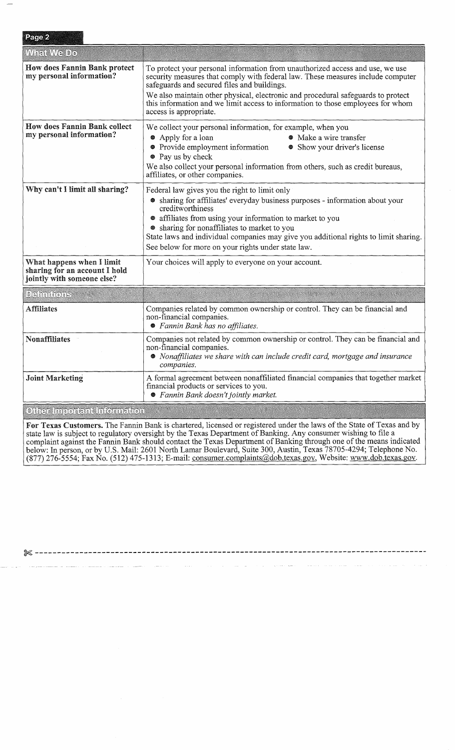## What We Do

| | |
|---|---|
| **How does Fannin Bank protect my personal information?** | To protect your personal information from unauthorized access and use, we use security measures that comply with federal law. These measures include computer safeguards and secured files and buildings.<br>We also maintain other physical, electronic and procedural safeguards to protect this information and we limit access to information to those employees for whom access is appropriate. |
| **How does Fannin Bank collect my personal information?** | We collect your personal information, for example, when you<br>• Apply for a loan<br>• Make a wire transfer<br>• Provide employment information<br>• Show your driver's license<br>• Pay us by check<br>We also collect your personal information from others, such as credit bureaus, affiliates, or other companies. |
| **Why can't I limit all sharing?** | Federal law gives you the right to limit only<br>• sharing for affiliates' everyday business purposes - information about your creditworthiness<br>• affiliates from using your information to market to you<br>• sharing for nonaffiliates to market to you<br>State laws and individual companies may give you additional rights to limit sharing.<br>See below for more on your rights under state law. |
| **What happens when I limit sharing for an account I hold jointly with someone else?** | Your choices will apply to everyone on your account. |

## Definitions

| | |
|---|---|
| **Affiliates** | Companies related by common ownership or control. They can be financial and non-financial companies.<br>• *Fannin Bank has no affiliates.* |
| **Nonaffiliates** | Companies not related by common ownership or control. They can be financial and non-financial companies.<br>• *Nonaffiliates we share with can include credit card, mortgage and insurance companies.* |
| **Joint Marketing** | A formal agreement between nonaffiliated financial companies that together market financial products or services to you.<br>• *Fannin Bank doesn't jointly market.* |

## Other Important Information

**For Texas Customers.** The Fannin Bank is chartered, licensed or registered under the laws of the State of Texas and by state law is subject to regulatory oversight by the Texas Department of Banking. Any consumer wishing to file a complaint against the Fannin Bank should contact the Texas Department of Banking through one of the means indicated below: In person, or by U.S. Mail: 2601 North Lamar Boulevard, Suite 300, Austin, Texas 78705-4294; Telephone No. (877) 276-5554; Fax No. (512) 475-1313; E-mail: consumer.complaints@dob.texas.gov, Website: www.dob.texas.gov.